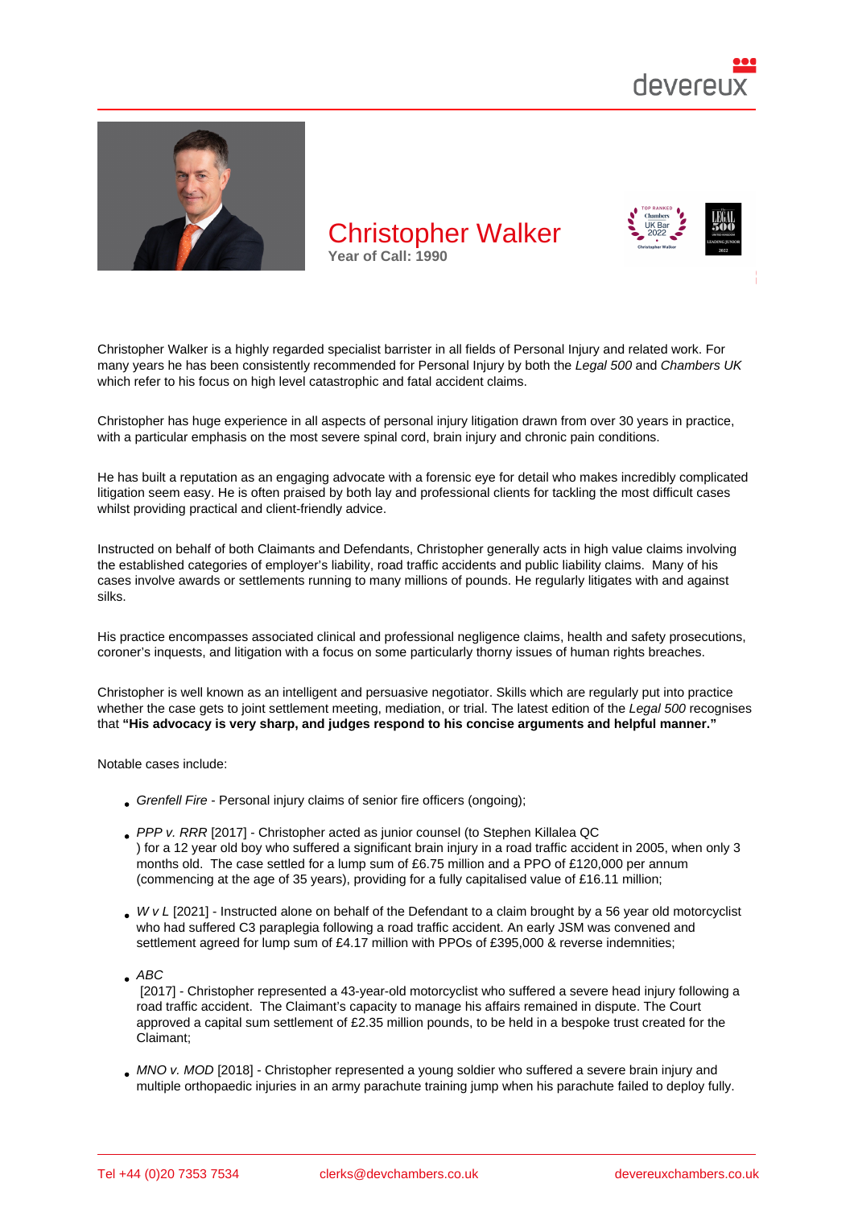# Christopher Walker

Year of Call: 1990

Christopher Walker is a highly regarded specialist barrister in all fields of Personal Injury and related work. For many years he has been consistently recommended for Personal Injury by both the *Legal 500* and *Chambers UK* which refer to his focus on high level catastrophic and fatal accident claims.

Christopher has huge experience in all aspects of personal injury litigation drawn from over 30 years in practice, with a particular emphasis on the most severe spinal cord, brain injury and chronic pain conditions.

He has built a reputation as an engaging advocate with a forensic eye for detail who makes incredibly complicated litigation seem easy. He is often praised by both lay and professional clients for tackling the most difficult cases whilst providing practical and client-friendly advice.

Instructed on behalf of both Claimants and Defendants, Christopher generally acts in high value claims involving the established categories of employer's liability, road traffic accidents and public liability claims. Many of his cases involve awards or settlements running to many millions of pounds. He regularly litigates with and against silks.

His practice encompasses associated clinical and professional negligence claims, health and safety prosecutions, coroner's inquests, and litigation with a focus on some particularly thorny issues of human rights breaches.

Christopher is well known as an intelligent and persuasive negotiator. Skills which are regularly put into practice whether the case gets to joint settlement meeting, mediation, or trial. The latest edition of the *Legal 500* recognises that **"His advocacy is very sharp, and judges respond to his concise arguments and helpful manner."**

Notable cases include:

- *Grenfell Fire* - Personal injury claims of senior fire officers (ongoing);
- *PPP v. RRR* [2017] - Christopher acted as junior counsel (to Stephen Killalea QC ) for a 12 year old boy who suffered a significant brain injury in a road traffic accident in 2005, when only 3 months old. The case settled for a lump sum of £6.75 million and a PPO of £120,000 per annum (commencing at the age of 35 years), providing for a fully capitalised value of £16.11 million;
- *W v L* [2021] - Instructed alone on behalf of the Defendant to a claim brought by a 56 year old motorcyclist who had suffered C3 paraplegia following a road traffic accident. An early JSM was convened and settlement agreed for lump sum of £4.17 million with PPOs of £395,000 & reverse indemnities;
- *ABC* [2017] - Christopher represented a 43-year-old motorcyclist who suffered a severe head injury following a road traffic accident. The Claimant's capacity to manage his affairs remained in dispute. The Court approved a capital sum settlement of £2.35 million pounds, to be held in a bespoke trust created for the Claimant;
- *MNO v. MOD* [2018] - Christopher represented a young soldier who suffered a severe brain injury and multiple orthopaedic injuries in an army parachute training jump when his parachute failed to deploy fully.

Tel +44 (0)20 7353 7534 clerks@devchambers.co.uk devereuxchambers.co.uk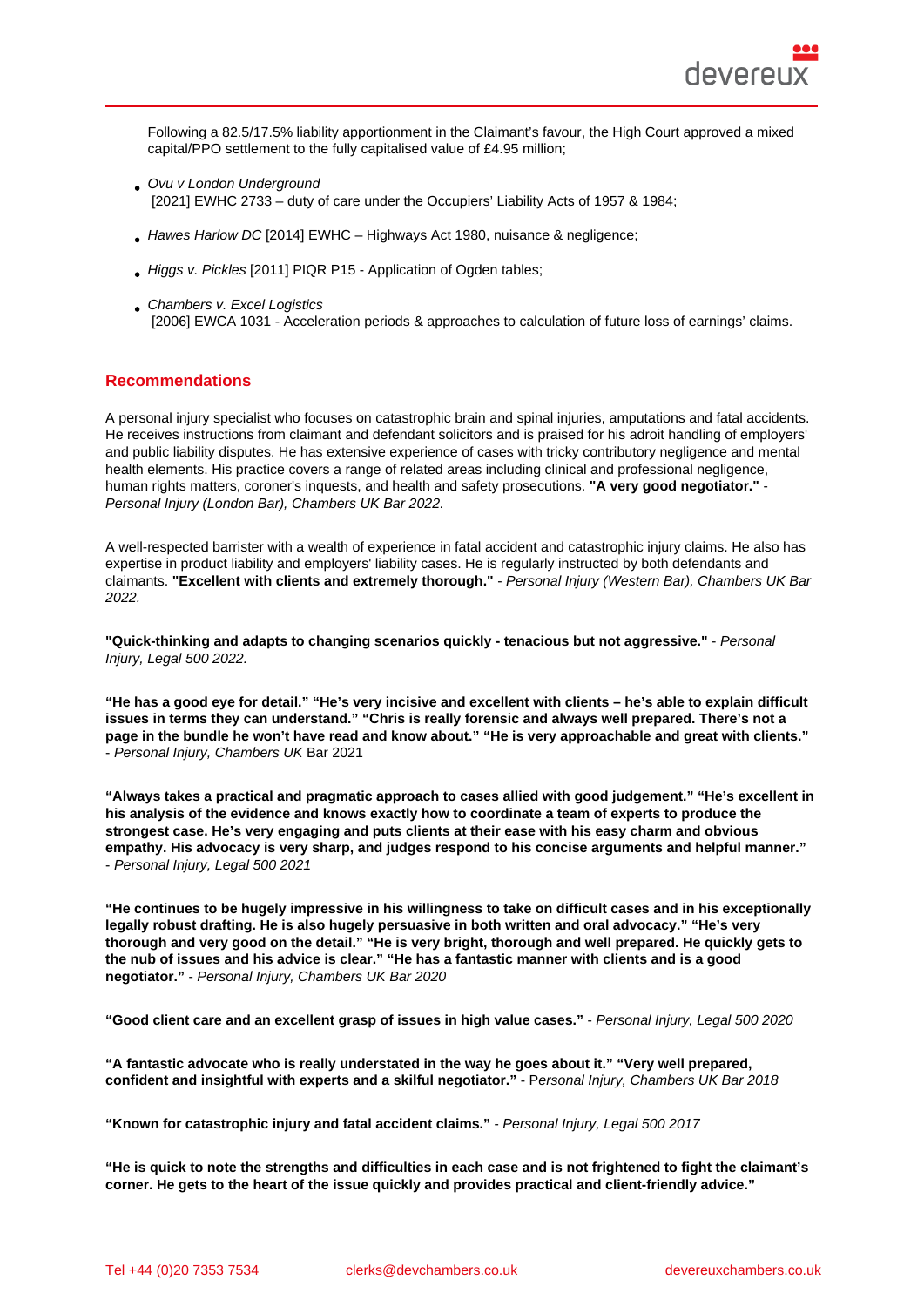Following a 82.5/17.5% liability apportionment in the Claimant's favour, the High Court approved a mixed capital/PPO settlement to the fully capitalised value of £4.95 million;

- *Ovu v London Underground* [2021] EWHC 2733 – duty of care under the Occupiers' Liability Acts of 1957 & 1984;
- *Hawes Harlow DC* [2014] EWHC – Highways Act 1980, nuisance & negligence;
- *Higgs v. Pickles* [2011] PIQR P15 - Application of Ogden tables;
- *Chambers v. Excel Logistics* [2006] EWCA 1031 - Acceleration periods & approaches to calculation of future loss of earnings' claims.

## Recommendations

A personal injury specialist who focuses on catastrophic brain and spinal injuries, amputations and fatal accidents. He receives instructions from claimant and defendant solicitors and is praised for his adroit handling of employers' and public liability disputes. He has extensive experience of cases with tricky contributory negligence and mental health elements. His practice covers a range of related areas including clinical and professional negligence, human rights matters, coroner's inquests, and health and safety prosecutions. **"A very good negotiator."** - *Personal Injury (London Bar), Chambers UK Bar 2022.*

A well-respected barrister with a wealth of experience in fatal accident and catastrophic injury claims. He also has expertise in product liability and employers' liability cases. He is regularly instructed by both defendants and claimants. **"Excellent with clients and extremely thorough."** - *Personal Injury (Western Bar), Chambers UK Bar 2022.*

**"Quick-thinking and adapts to changing scenarios quickly - tenacious but not aggressive."** - *Personal Injury, Legal 500 2022.*

**"He has a good eye for detail." "He's very incisive and excellent with clients – he's able to explain difficult issues in terms they can understand." "Chris is really forensic and always well prepared. There's not a page in the bundle he won't have read and know about." "He is very approachable and great with clients."** - *Personal Injury, Chambers UK* Bar 2021

**"Always takes a practical and pragmatic approach to cases allied with good judgement." "He's excellent in his analysis of the evidence and knows exactly how to coordinate a team of experts to produce the strongest case. He's very engaging and puts clients at their ease with his easy charm and obvious empathy. His advocacy is very sharp, and judges respond to his concise arguments and helpful manner."** - *Personal Injury, Legal 500 2021*

**"He continues to be hugely impressive in his willingness to take on difficult cases and in his exceptionally legally robust drafting. He is also hugely persuasive in both written and oral advocacy." "He's very thorough and very good on the detail." "He is very bright, thorough and well prepared. He quickly gets to the nub of issues and his advice is clear." "He has a fantastic manner with clients and is a good negotiator."** - *Personal Injury, Chambers UK Bar 2020*

**"Good client care and an excellent grasp of issues in high value cases."** - *Personal Injury, Legal 500 2020*

**"A fantastic advocate who is really understated in the way he goes about it." "Very well prepared, confident and insightful with experts and a skilful negotiator."** - *Personal Injury, Chambers UK Bar 2018*

**"Known for catastrophic injury and fatal accident claims."** - *Personal Injury, Legal 500 2017*

**"He is quick to note the strengths and difficulties in each case and is not frightened to fight the claimant's corner. He gets to the heart of the issue quickly and provides practical and client-friendly advice."**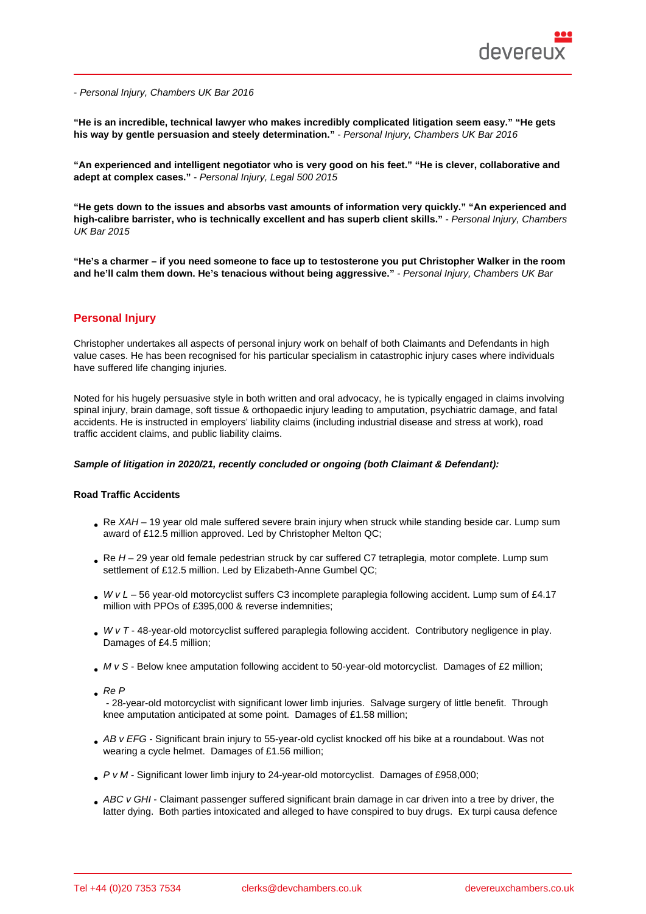- *Personal Injury, Chambers UK Bar 2016*

**"He is an incredible, technical lawyer who makes incredibly complicated litigation seem easy." "He gets his way by gentle persuasion and steely determination."** - *Personal Injury, Chambers UK Bar 2016*

**"An experienced and intelligent negotiator who is very good on his feet." "He is clever, collaborative and adept at complex cases."** - *Personal Injury, Legal 500 2015*

**"He gets down to the issues and absorbs vast amounts of information very quickly." "An experienced and high-calibre barrister, who is technically excellent and has superb client skills."** - *Personal Injury, Chambers UK Bar 2015*

**"He's a charmer – if you need someone to face up to testosterone you put Christopher Walker in the room and he'll calm them down. He's tenacious without being aggressive."** - *Personal Injury, Chambers UK Bar*

## Personal Injury

Christopher undertakes all aspects of personal injury work on behalf of both Claimants and Defendants in high value cases. He has been recognised for his particular specialism in catastrophic injury cases where individuals have suffered life changing injuries.

Noted for his hugely persuasive style in both written and oral advocacy, he is typically engaged in claims involving spinal injury, brain damage, soft tissue & orthopaedic injury leading to amputation, psychiatric damage, and fatal accidents. He is instructed in employers' liability claims (including industrial disease and stress at work), road traffic accident claims, and public liability claims.

***Sample of litigation in 2020/21, recently concluded or ongoing (both Claimant & Defendant):***

**Road Traffic Accidents**

- Re *XAH* – 19 year old male suffered severe brain injury when struck while standing beside car. Lump sum award of £12.5 million approved. Led by Christopher Melton QC;
- Re *H* – 29 year old female pedestrian struck by car suffered C7 tetraplegia, motor complete. Lump sum settlement of £12.5 million. Led by Elizabeth-Anne Gumbel QC;
- *W v L* – 56 year-old motorcyclist suffers C3 incomplete paraplegia following accident. Lump sum of £4.17 million with PPOs of £395,000 & reverse indemnities;
- *W v T* - 48-year-old motorcyclist suffered paraplegia following accident. Contributory negligence in play. Damages of £4.5 million;
- *M v S* - Below knee amputation following accident to 50-year-old motorcyclist. Damages of £2 million;
- *Re P* - 28-year-old motorcyclist with significant lower limb injuries. Salvage surgery of little benefit. Through knee amputation anticipated at some point. Damages of £1.58 million;
- *AB v EFG* - Significant brain injury to 55-year-old cyclist knocked off his bike at a roundabout. Was not wearing a cycle helmet. Damages of £1.56 million;
- *P v M* - Significant lower limb injury to 24-year-old motorcyclist. Damages of £958,000;
- *ABC v GHI* - Claimant passenger suffered significant brain damage in car driven into a tree by driver, the latter dying. Both parties intoxicated and alleged to have conspired to buy drugs. Ex turpi causa defence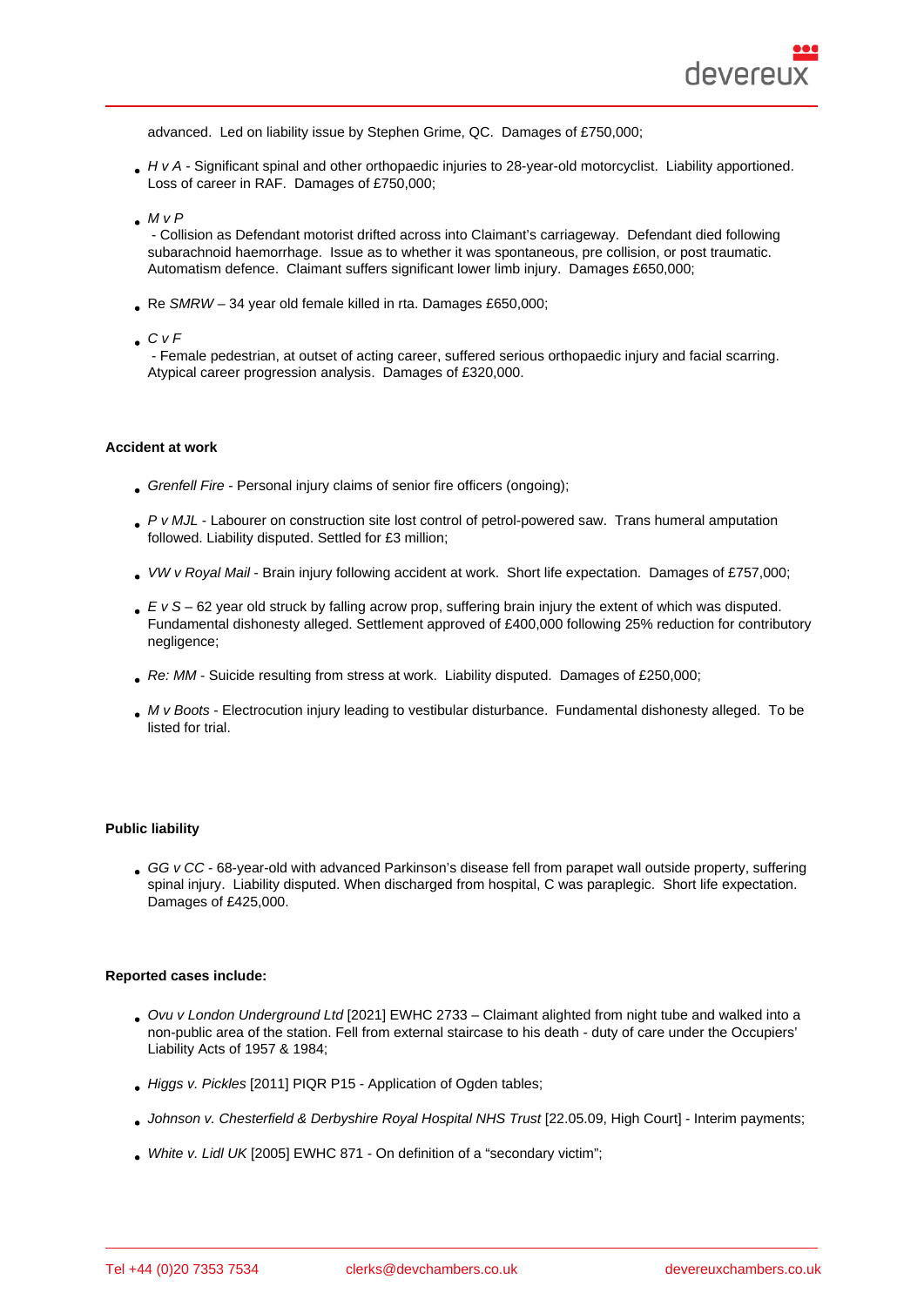advanced. Led on liability issue by Stephen Grime, QC. Damages of £750,000;

- *H v A* - Significant spinal and other orthopaedic injuries to 28-year-old motorcyclist. Liability apportioned. Loss of career in RAF. Damages of £750,000;
- *M v P* - Collision as Defendant motorist drifted across into Claimant's carriageway. Defendant died following subarachnoid haemorrhage. Issue as to whether it was spontaneous, pre collision, or post traumatic. Automatism defence. Claimant suffers significant lower limb injury. Damages £650,000;
- Re *SMRW* – 34 year old female killed in rta. Damages £650,000;
- *C v F* - Female pedestrian, at outset of acting career, suffered serious orthopaedic injury and facial scarring. Atypical career progression analysis. Damages of £320,000.

**Accident at work**

- *Grenfell Fire* - Personal injury claims of senior fire officers (ongoing);
- *P v MJL* - Labourer on construction site lost control of petrol-powered saw. Trans humeral amputation followed. Liability disputed. Settled for £3 million;
- *VW v Royal Mail* - Brain injury following accident at work. Short life expectation. Damages of £757,000;
- *E v S* – 62 year old struck by falling acrow prop, suffering brain injury the extent of which was disputed. Fundamental dishonesty alleged. Settlement approved of £400,000 following 25% reduction for contributory negligence;
- *Re: MM* - Suicide resulting from stress at work. Liability disputed. Damages of £250,000;
- *M v Boots* - Electrocution injury leading to vestibular disturbance. Fundamental dishonesty alleged. To be listed for trial.

**Public liability**

- *GG v CC* - 68-year-old with advanced Parkinson's disease fell from parapet wall outside property, suffering spinal injury. Liability disputed. When discharged from hospital, C was paraplegic. Short life expectation. Damages of £425,000.

**Reported cases include:**

- *Ovu v London Underground Ltd* [2021] EWHC 2733 – Claimant alighted from night tube and walked into a non-public area of the station. Fell from external staircase to his death - duty of care under the Occupiers' Liability Acts of 1957 & 1984;
- *Higgs v. Pickles* [2011] PIQR P15 - Application of Ogden tables;
- *Johnson v. Chesterfield & Derbyshire Royal Hospital NHS Trust* [22.05.09, High Court] - Interim payments;
- *White v. Lidl UK* [2005] EWHC 871 - On definition of a "secondary victim";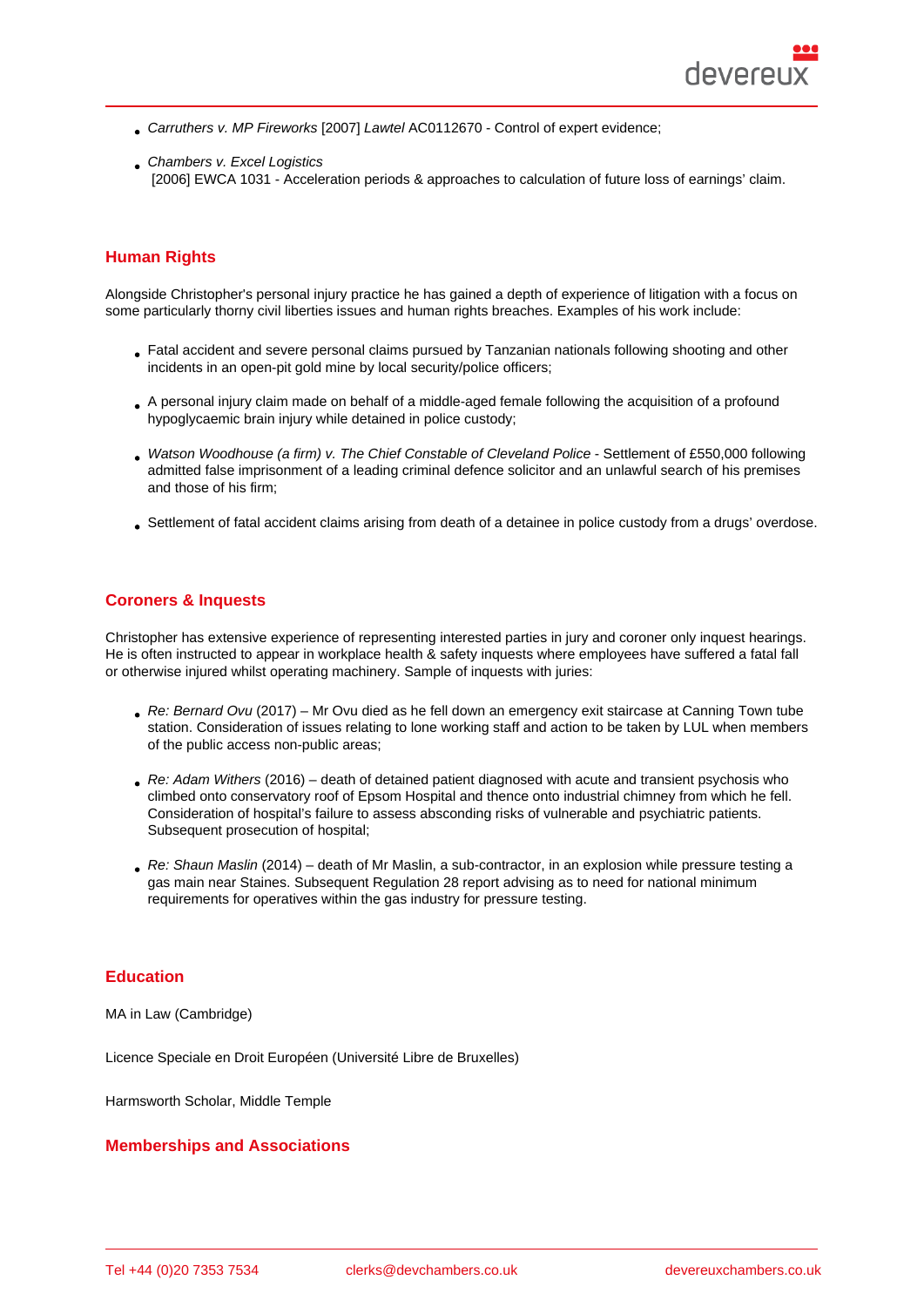- *Carruthers v. MP Fireworks* [2007] *Lawtel* AC0112670 - Control of expert evidence;

- *Chambers v. Excel Logistics*
  [2006] EWCA 1031 - Acceleration periods & approaches to calculation of future loss of earnings' claim.

## Human Rights

Alongside Christopher's personal injury practice he has gained a depth of experience of litigation with a focus on some particularly thorny civil liberties issues and human rights breaches. Examples of his work include:

- Fatal accident and severe personal claims pursued by Tanzanian nationals following shooting and other incidents in an open-pit gold mine by local security/police officers;

- A personal injury claim made on behalf of a middle-aged female following the acquisition of a profound hypoglycaemic brain injury while detained in police custody;

- *Watson Woodhouse (a firm) v. The Chief Constable of Cleveland Police* - Settlement of £550,000 following admitted false imprisonment of a leading criminal defence solicitor and an unlawful search of his premises and those of his firm;

- Settlement of fatal accident claims arising from death of a detainee in police custody from a drugs' overdose.

## Coroners & Inquests

Christopher has extensive experience of representing interested parties in jury and coroner only inquest hearings. He is often instructed to appear in workplace health & safety inquests where employees have suffered a fatal fall or otherwise injured whilst operating machinery. Sample of inquests with juries:

- *Re: Bernard Ovu* (2017) – Mr Ovu died as he fell down an emergency exit staircase at Canning Town tube station. Consideration of issues relating to lone working staff and action to be taken by LUL when members of the public access non-public areas;

- *Re: Adam Withers* (2016) – death of detained patient diagnosed with acute and transient psychosis who climbed onto conservatory roof of Epsom Hospital and thence onto industrial chimney from which he fell. Consideration of hospital's failure to assess absconding risks of vulnerable and psychiatric patients. Subsequent prosecution of hospital;

- *Re: Shaun Maslin* (2014) – death of Mr Maslin, a sub-contractor, in an explosion while pressure testing a gas main near Staines. Subsequent Regulation 28 report advising as to need for national minimum requirements for operatives within the gas industry for pressure testing.

## Education

MA in Law (Cambridge)

Licence Speciale en Droit Européen (Université Libre de Bruxelles)

Harmsworth Scholar, Middle Temple

## Memberships and Associations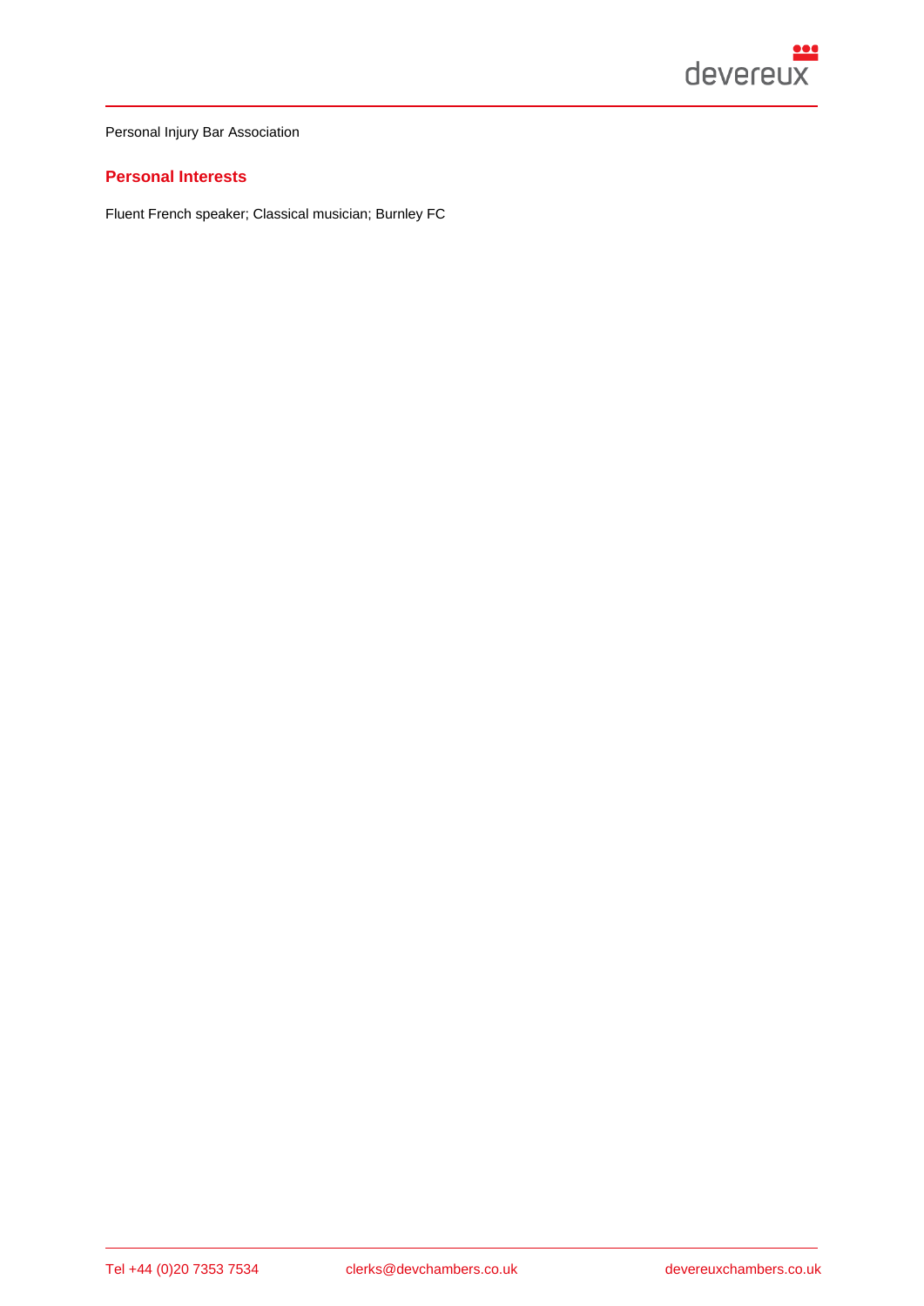Personal Injury Bar Association

## Personal Interests

Fluent French speaker; Classical musician; Burnley FC